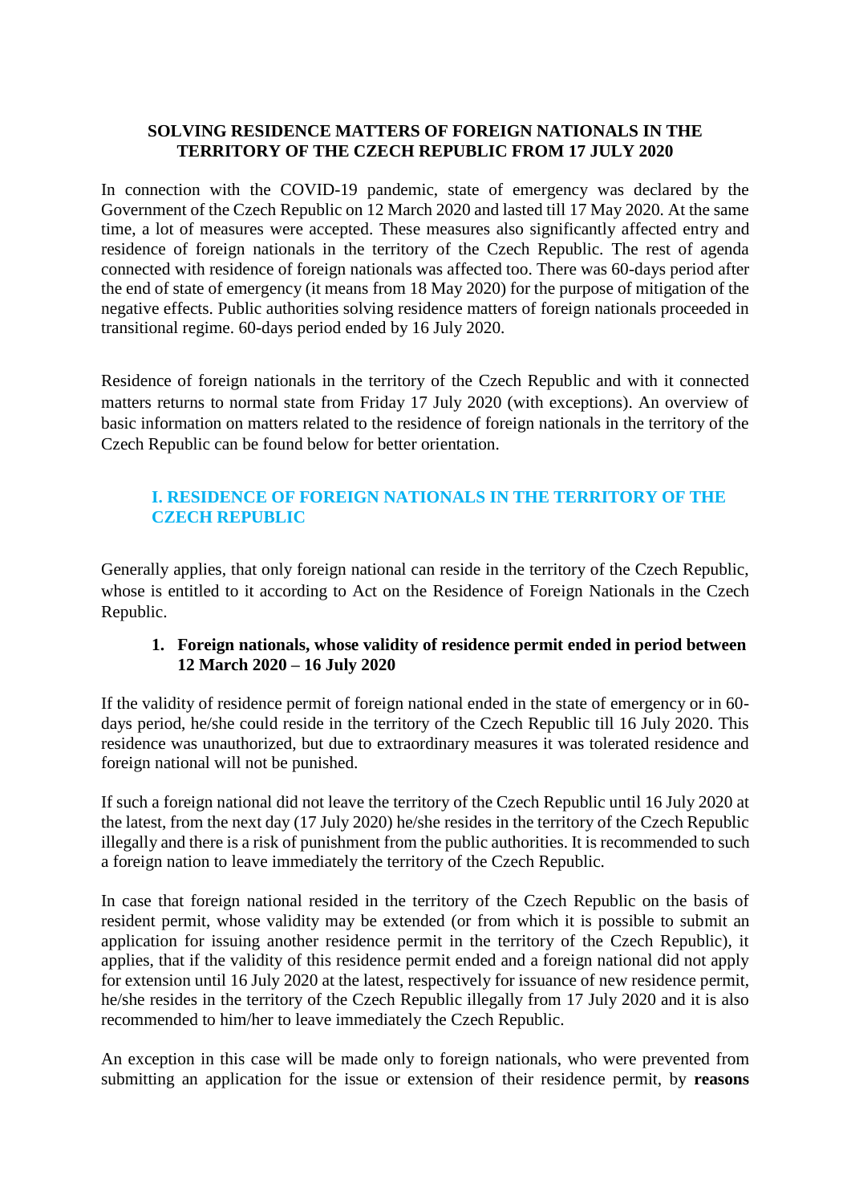# SOLVING RESIDENCE MATTERS OF FOREIGN NATIONALS IN THE TERRITORY OF THE CZECH REPUBLIC FROM 17 JULY 2020

In connection with the COVID-19 pandemic, state of emergency was declared by the Government of the Czech Republic on 12 March 2020 and lasted till 17 May 2020. At the same time, a lot of measures were accepted. These measures also significantly affected entry and residence of foreign nationals in the territory of the Czech Republic. The rest of agenda connected with residence of foreign nationals was affected too. There was 60-days period after the end of state of emergency (it means from 18 May 2020) for the purpose of mitigation of the negative effects. Public authorities solving residence matters of foreign nationals proceeded in transitional regime. 60-days period ended by 16 July 2020.

Residence of foreign nationals in the territory of the Czech Republic and with it connected matters returns to normal state from Friday 17 July 2020 (with exceptions). An overview of basic information on matters related to the residence of foreign nationals in the territory of the Czech Republic can be found below for better orientation.

## I. RESIDENCE OF FOREIGN NATIONALS IN THE TERRITORY OF THE CZECH REPUBLIC

Generally applies, that only foreign national can reside in the territory of the Czech Republic, whose is entitled to it according to Act on the Residence of Foreign Nationals in the Czech Republic.

### 1. Foreign nationals, whose validity of residence permit ended in period between 12 March 2020 – 16 July 2020

If the validity of residence permit of foreign national ended in the state of emergency or in 60-days period, he/she could reside in the territory of the Czech Republic till 16 July 2020. This residence was unauthorized, but due to extraordinary measures it was tolerated residence and foreign national will not be punished.

If such a foreign national did not leave the territory of the Czech Republic until 16 July 2020 at the latest, from the next day (17 July 2020) he/she resides in the territory of the Czech Republic illegally and there is a risk of punishment from the public authorities. It is recommended to such a foreign nation to leave immediately the territory of the Czech Republic.

In case that foreign national resided in the territory of the Czech Republic on the basis of resident permit, whose validity may be extended (or from which it is possible to submit an application for issuing another residence permit in the territory of the Czech Republic), it applies, that if the validity of this residence permit ended and a foreign national did not apply for extension until 16 July 2020 at the latest, respectively for issuance of new residence permit, he/she resides in the territory of the Czech Republic illegally from 17 July 2020 and it is also recommended to him/her to leave immediately the Czech Republic.

An exception in this case will be made only to foreign nationals, who were prevented from submitting an application for the issue or extension of their residence permit, by **reasons**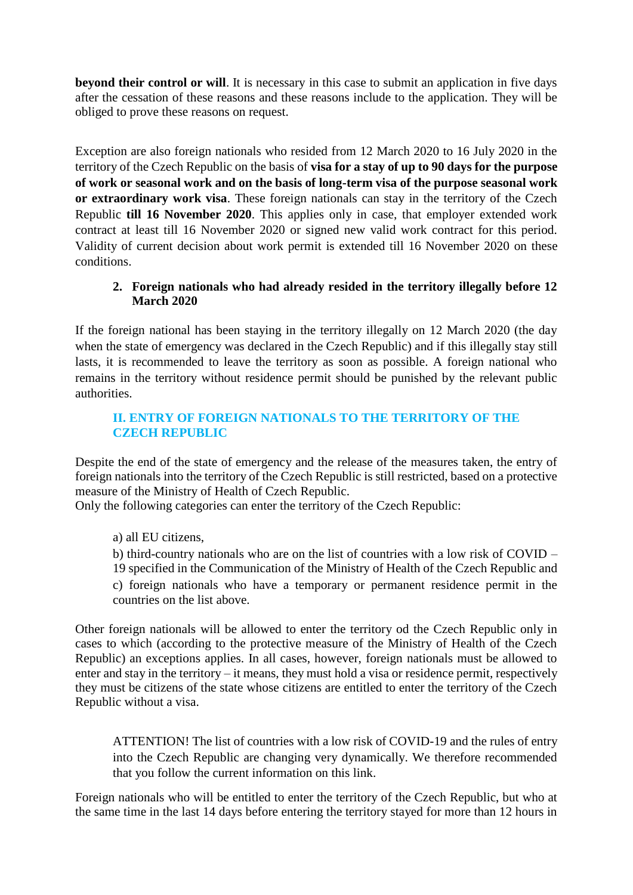**beyond their control or will**. It is necessary in this case to submit an application in five days after the cessation of these reasons and these reasons include to the application. They will be obliged to prove these reasons on request.

Exception are also foreign nationals who resided from 12 March 2020 to 16 July 2020 in the territory of the Czech Republic on the basis of **visa for a stay of up to 90 days for the purpose of work or seasonal work and on the basis of long-term visa of the purpose seasonal work or extraordinary work visa**. These foreign nationals can stay in the territory of the Czech Republic **till 16 November 2020**. This applies only in case, that employer extended work contract at least till 16 November 2020 or signed new valid work contract for this period. Validity of current decision about work permit is extended till 16 November 2020 on these conditions.

### 2. Foreign nationals who had already resided in the territory illegally before 12 March 2020

If the foreign national has been staying in the territory illegally on 12 March 2020 (the day when the state of emergency was declared in the Czech Republic) and if this illegally stay still lasts, it is recommended to leave the territory as soon as possible. A foreign national who remains in the territory without residence permit should be punished by the relevant public authorities.

## II. ENTRY OF FOREIGN NATIONALS TO THE TERRITORY OF THE CZECH REPUBLIC

Despite the end of the state of emergency and the release of the measures taken, the entry of foreign nationals into the territory of the Czech Republic is still restricted, based on a protective measure of the Ministry of Health of Czech Republic.
Only the following categories can enter the territory of the Czech Republic:

a) all EU citizens,

b) third-country nationals who are on the list of countries with a low risk of COVID – 19 specified in the Communication of the Ministry of Health of the Czech Republic and

c) foreign nationals who have a temporary or permanent residence permit in the countries on the list above.

Other foreign nationals will be allowed to enter the territory od the Czech Republic only in cases to which (according to the protective measure of the Ministry of Health of the Czech Republic) an exceptions applies. In all cases, however, foreign nationals must be allowed to enter and stay in the territory – it means, they must hold a visa or residence permit, respectively they must be citizens of the state whose citizens are entitled to enter the territory of the Czech Republic without a visa.

ATTENTION! The list of countries with a low risk of COVID-19 and the rules of entry into the Czech Republic are changing very dynamically. We therefore recommended that you follow the current information on this link.

Foreign nationals who will be entitled to enter the territory of the Czech Republic, but who at the same time in the last 14 days before entering the territory stayed for more than 12 hours in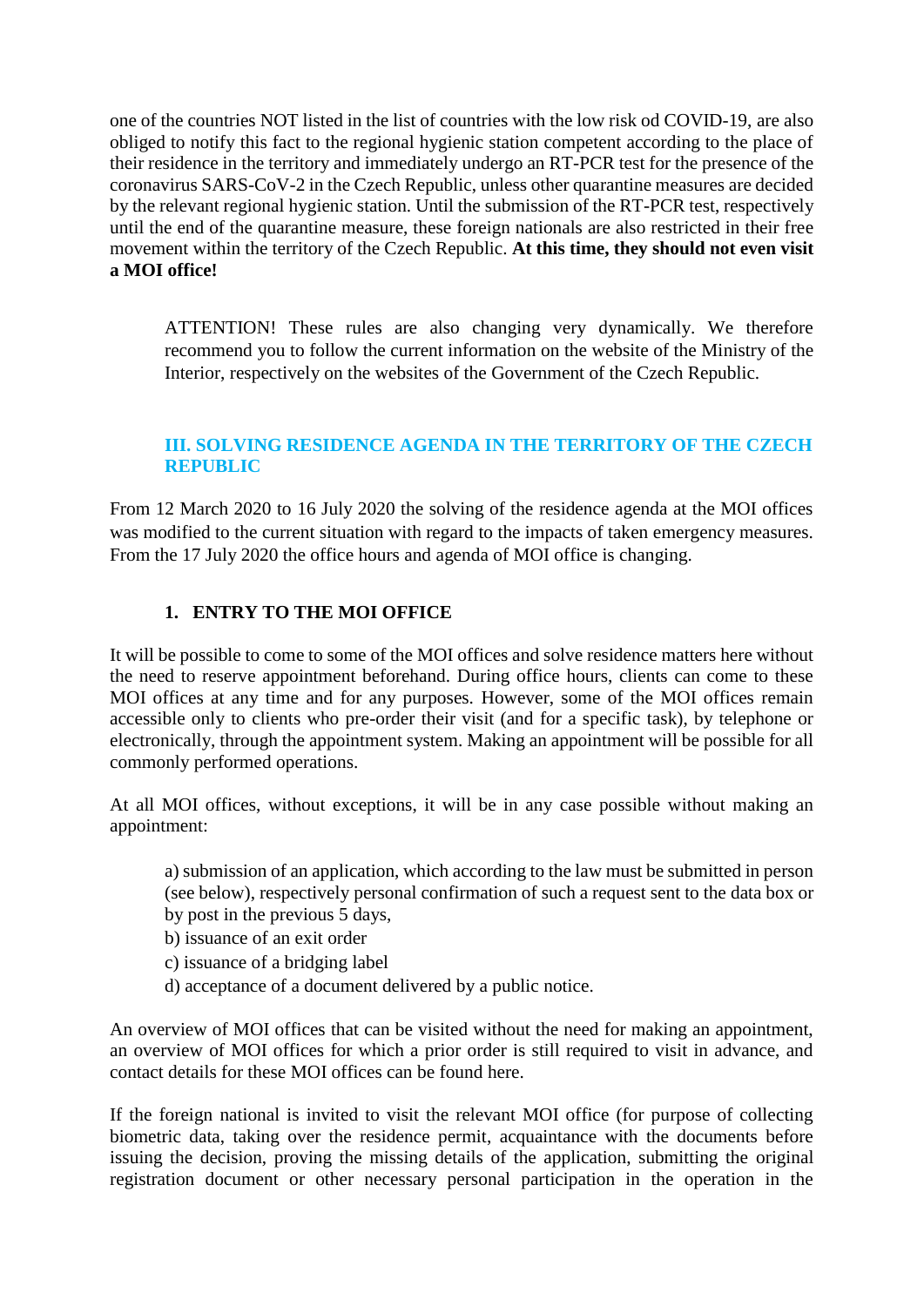one of the countries NOT listed in the list of countries with the low risk od COVID-19, are also obliged to notify this fact to the regional hygienic station competent according to the place of their residence in the territory and immediately undergo an RT-PCR test for the presence of the coronavirus SARS-CoV-2 in the Czech Republic, unless other quarantine measures are decided by the relevant regional hygienic station. Until the submission of the RT-PCR test, respectively until the end of the quarantine measure, these foreign nationals are also restricted in their free movement within the territory of the Czech Republic. **At this time, they should not even visit a MOI office!**

> ATTENTION! These rules are also changing very dynamically. We therefore recommend you to follow the current information on the website of the Ministry of the Interior, respectively on the websites of the Government of the Czech Republic.

## III. SOLVING RESIDENCE AGENDA IN THE TERRITORY OF THE CZECH REPUBLIC

From 12 March 2020 to 16 July 2020 the solving of the residence agenda at the MOI offices was modified to the current situation with regard to the impacts of taken emergency measures. From the 17 July 2020 the office hours and agenda of MOI office is changing.

### 1. ENTRY TO THE MOI OFFICE

It will be possible to come to some of the MOI offices and solve residence matters here without the need to reserve appointment beforehand. During office hours, clients can come to these MOI offices at any time and for any purposes. However, some of the MOI offices remain accessible only to clients who pre-order their visit (and for a specific task), by telephone or electronically, through the appointment system. Making an appointment will be possible for all commonly performed operations.

At all MOI offices, without exceptions, it will be in any case possible without making an appointment:

a) submission of an application, which according to the law must be submitted in person (see below), respectively personal confirmation of such a request sent to the data box or by post in the previous 5 days,
b) issuance of an exit order
c) issuance of a bridging label
d) acceptance of a document delivered by a public notice.

An overview of MOI offices that can be visited without the need for making an appointment, an overview of MOI offices for which a prior order is still required to visit in advance, and contact details for these MOI offices can be found here.

If the foreign national is invited to visit the relevant MOI office (for purpose of collecting biometric data, taking over the residence permit, acquaintance with the documents before issuing the decision, proving the missing details of the application, submitting the original registration document or other necessary personal participation in the operation in the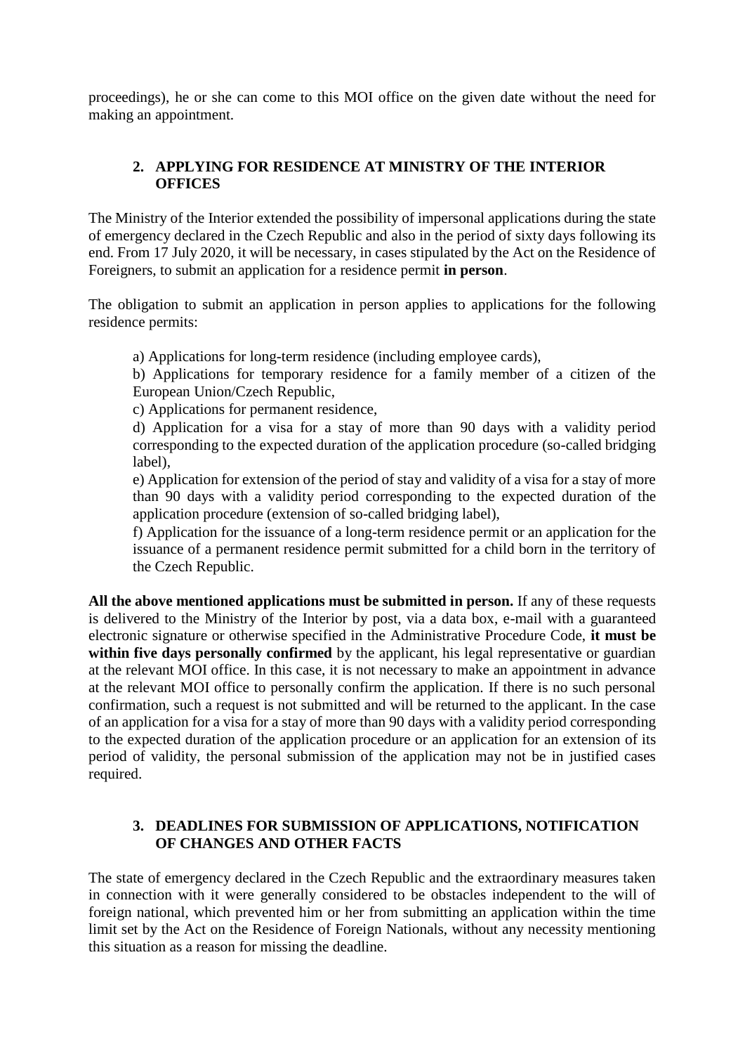proceedings), he or she can come to this MOI office on the given date without the need for making an appointment.

## 2. APPLYING FOR RESIDENCE AT MINISTRY OF THE INTERIOR OFFICES

The Ministry of the Interior extended the possibility of impersonal applications during the state of emergency declared in the Czech Republic and also in the period of sixty days following its end. From 17 July 2020, it will be necessary, in cases stipulated by the Act on the Residence of Foreigners, to submit an application for a residence permit **in person**.

The obligation to submit an application in person applies to applications for the following residence permits:

a) Applications for long-term residence (including employee cards),

b) Applications for temporary residence for a family member of a citizen of the European Union/Czech Republic,

c) Applications for permanent residence,

d) Application for a visa for a stay of more than 90 days with a validity period corresponding to the expected duration of the application procedure (so-called bridging label),

e) Application for extension of the period of stay and validity of a visa for a stay of more than 90 days with a validity period corresponding to the expected duration of the application procedure (extension of so-called bridging label),

f) Application for the issuance of a long-term residence permit or an application for the issuance of a permanent residence permit submitted for a child born in the territory of the Czech Republic.

**All the above mentioned applications must be submitted in person.** If any of these requests is delivered to the Ministry of the Interior by post, via a data box, e-mail with a guaranteed electronic signature or otherwise specified in the Administrative Procedure Code, **it must be within five days personally confirmed** by the applicant, his legal representative or guardian at the relevant MOI office. In this case, it is not necessary to make an appointment in advance at the relevant MOI office to personally confirm the application. If there is no such personal confirmation, such a request is not submitted and will be returned to the applicant. In the case of an application for a visa for a stay of more than 90 days with a validity period corresponding to the expected duration of the application procedure or an application for an extension of its period of validity, the personal submission of the application may not be in justified cases required.

## 3. DEADLINES FOR SUBMISSION OF APPLICATIONS, NOTIFICATION OF CHANGES AND OTHER FACTS

The state of emergency declared in the Czech Republic and the extraordinary measures taken in connection with it were generally considered to be obstacles independent to the will of foreign national, which prevented him or her from submitting an application within the time limit set by the Act on the Residence of Foreign Nationals, without any necessity mentioning this situation as a reason for missing the deadline.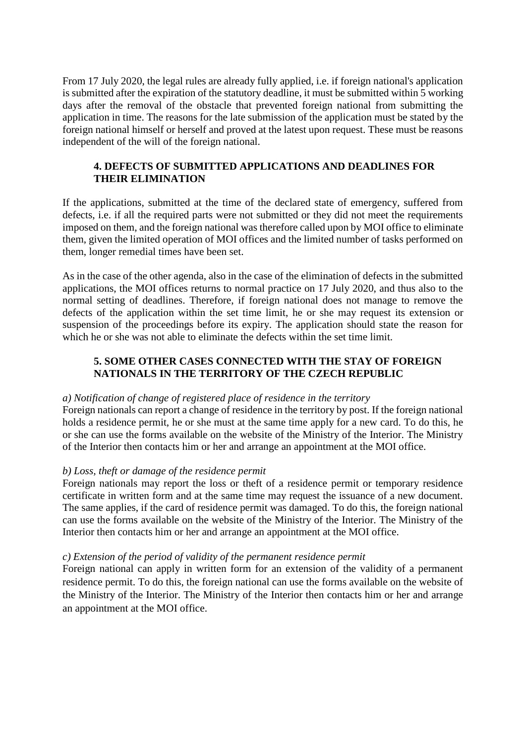From 17 July 2020, the legal rules are already fully applied, i.e. if foreign national's application is submitted after the expiration of the statutory deadline, it must be submitted within 5 working days after the removal of the obstacle that prevented foreign national from submitting the application in time. The reasons for the late submission of the application must be stated by the foreign national himself or herself and proved at the latest upon request. These must be reasons independent of the will of the foreign national.

## 4. DEFECTS OF SUBMITTED APPLICATIONS AND DEADLINES FOR THEIR ELIMINATION

If the applications, submitted at the time of the declared state of emergency, suffered from defects, i.e. if all the required parts were not submitted or they did not meet the requirements imposed on them, and the foreign national was therefore called upon by MOI office to eliminate them, given the limited operation of MOI offices and the limited number of tasks performed on them, longer remedial times have been set.

As in the case of the other agenda, also in the case of the elimination of defects in the submitted applications, the MOI offices returns to normal practice on 17 July 2020, and thus also to the normal setting of deadlines. Therefore, if foreign national does not manage to remove the defects of the application within the set time limit, he or she may request its extension or suspension of the proceedings before its expiry. The application should state the reason for which he or she was not able to eliminate the defects within the set time limit.

## 5. SOME OTHER CASES CONNECTED WITH THE STAY OF FOREIGN NATIONALS IN THE TERRITORY OF THE CZECH REPUBLIC

*a) Notification of change of registered place of residence in the territory*
Foreign nationals can report a change of residence in the territory by post. If the foreign national holds a residence permit, he or she must at the same time apply for a new card. To do this, he or she can use the forms available on the website of the Ministry of the Interior. The Ministry of the Interior then contacts him or her and arrange an appointment at the MOI office.

*b) Loss, theft or damage of the residence permit*
Foreign nationals may report the loss or theft of a residence permit or temporary residence certificate in written form and at the same time may request the issuance of a new document. The same applies, if the card of residence permit was damaged. To do this, the foreign national can use the forms available on the website of the Ministry of the Interior. The Ministry of the Interior then contacts him or her and arrange an appointment at the MOI office.

*c) Extension of the period of validity of the permanent residence permit*
Foreign national can apply in written form for an extension of the validity of a permanent residence permit. To do this, the foreign national can use the forms available on the website of the Ministry of the Interior. The Ministry of the Interior then contacts him or her and arrange an appointment at the MOI office.